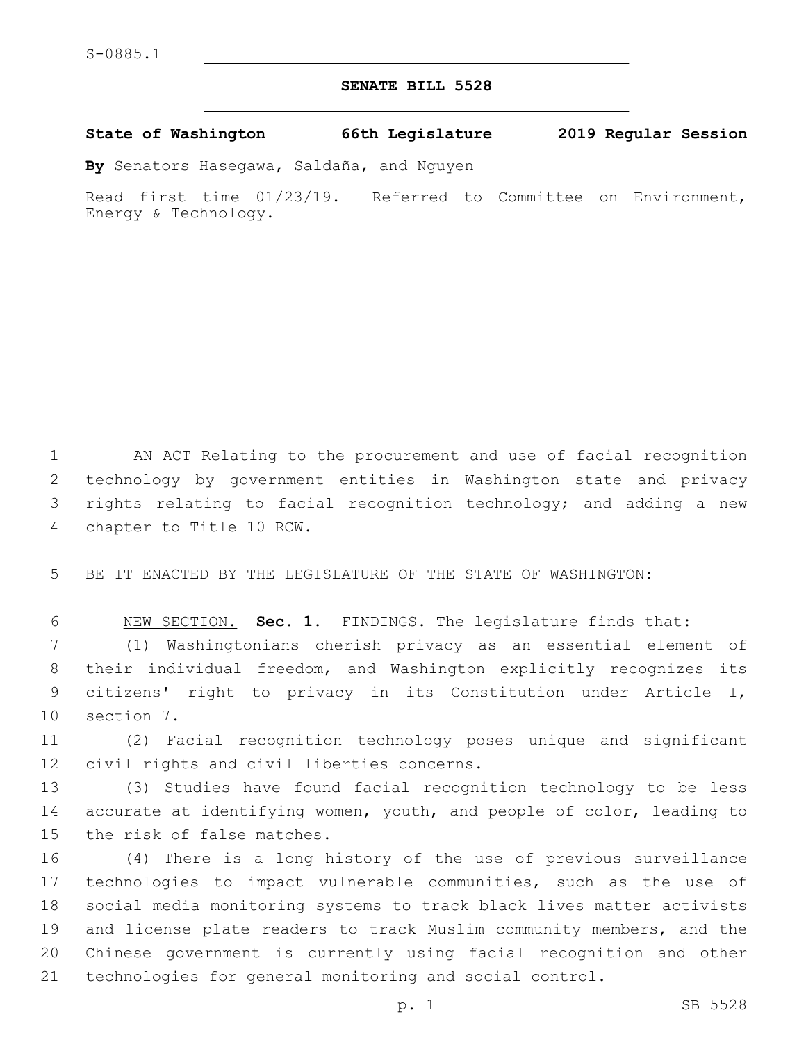S-0885.1

# SENATE BILL 5528

**State of Washington 66th Legislature 2019 Regular Session**

**By** Senators Hasegawa, Saldaña, and Nguyen

Read first time 01/23/19. Referred to Committee on Environment, Energy & Technology.

AN ACT Relating to the procurement and use of facial recognition technology by government entities in Washington state and privacy rights relating to facial recognition technology; and adding a new chapter to Title 10 RCW.

BE IT ENACTED BY THE LEGISLATURE OF THE STATE OF WASHINGTON:

NEW SECTION. **Sec. 1.** FINDINGS. The legislature finds that:

(1) Washingtonians cherish privacy as an essential element of their individual freedom, and Washington explicitly recognizes its citizens' right to privacy in its Constitution under Article I, section 7.

(2) Facial recognition technology poses unique and significant civil rights and civil liberties concerns.

(3) Studies have found facial recognition technology to be less accurate at identifying women, youth, and people of color, leading to the risk of false matches.

(4) There is a long history of the use of previous surveillance technologies to impact vulnerable communities, such as the use of social media monitoring systems to track black lives matter activists and license plate readers to track Muslim community members, and the Chinese government is currently using facial recognition and other technologies for general monitoring and social control.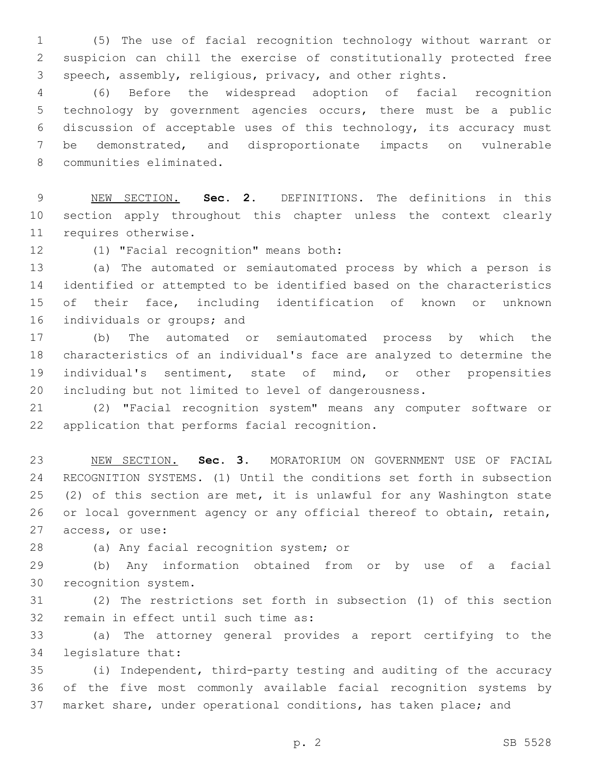(5) The use of facial recognition technology without warrant or suspicion can chill the exercise of constitutionally protected free speech, assembly, religious, privacy, and other rights.

(6) Before the widespread adoption of facial recognition technology by government agencies occurs, there must be a public discussion of acceptable uses of this technology, its accuracy must be demonstrated, and disproportionate impacts on vulnerable communities eliminated.

NEW SECTION. **Sec. 2.** DEFINITIONS. The definitions in this section apply throughout this chapter unless the context clearly requires otherwise.

(1) "Facial recognition" means both:

(a) The automated or semiautomated process by which a person is identified or attempted to be identified based on the characteristics of their face, including identification of known or unknown individuals or groups; and

(b) The automated or semiautomated process by which the characteristics of an individual's face are analyzed to determine the individual's sentiment, state of mind, or other propensities including but not limited to level of dangerousness.

(2) "Facial recognition system" means any computer software or application that performs facial recognition.

NEW SECTION. **Sec. 3.** MORATORIUM ON GOVERNMENT USE OF FACIAL RECOGNITION SYSTEMS. (1) Until the conditions set forth in subsection (2) of this section are met, it is unlawful for any Washington state or local government agency or any official thereof to obtain, retain, access, or use:

(a) Any facial recognition system; or

(b) Any information obtained from or by use of a facial recognition system.

(2) The restrictions set forth in subsection (1) of this section remain in effect until such time as:

(a) The attorney general provides a report certifying to the legislature that:

(i) Independent, third-party testing and auditing of the accuracy of the five most commonly available facial recognition systems by market share, under operational conditions, has taken place; and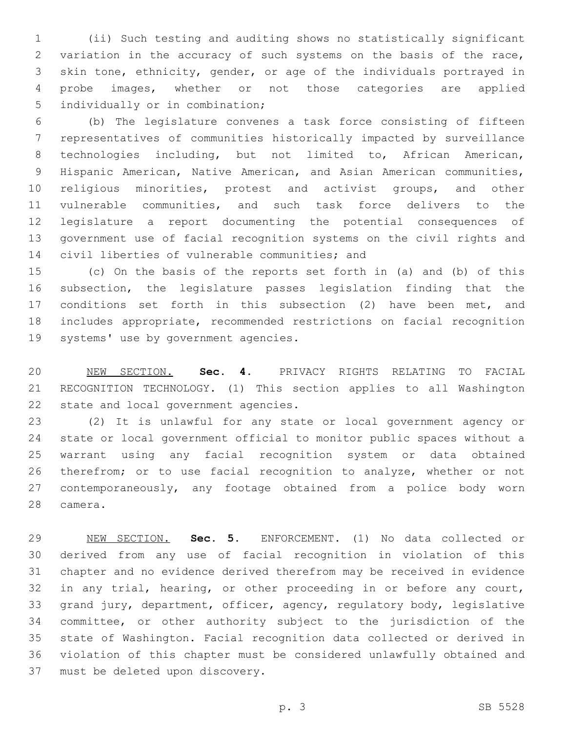(ii) Such testing and auditing shows no statistically significant variation in the accuracy of such systems on the basis of the race, skin tone, ethnicity, gender, or age of the individuals portrayed in probe images, whether or not those categories are applied individually or in combination;

(b) The legislature convenes a task force consisting of fifteen representatives of communities historically impacted by surveillance technologies including, but not limited to, African American, Hispanic American, Native American, and Asian American communities, religious minorities, protest and activist groups, and other vulnerable communities, and such task force delivers to the legislature a report documenting the potential consequences of government use of facial recognition systems on the civil rights and civil liberties of vulnerable communities; and

(c) On the basis of the reports set forth in (a) and (b) of this subsection, the legislature passes legislation finding that the conditions set forth in this subsection (2) have been met, and includes appropriate, recommended restrictions on facial recognition systems' use by government agencies.

NEW SECTION. **Sec. 4.** PRIVACY RIGHTS RELATING TO FACIAL RECOGNITION TECHNOLOGY. (1) This section applies to all Washington state and local government agencies.

(2) It is unlawful for any state or local government agency or state or local government official to monitor public spaces without a warrant using any facial recognition system or data obtained therefrom; or to use facial recognition to analyze, whether or not contemporaneously, any footage obtained from a police body worn camera.

NEW SECTION. **Sec. 5.** ENFORCEMENT. (1) No data collected or derived from any use of facial recognition in violation of this chapter and no evidence derived therefrom may be received in evidence in any trial, hearing, or other proceeding in or before any court, grand jury, department, officer, agency, regulatory body, legislative committee, or other authority subject to the jurisdiction of the state of Washington. Facial recognition data collected or derived in violation of this chapter must be considered unlawfully obtained and must be deleted upon discovery.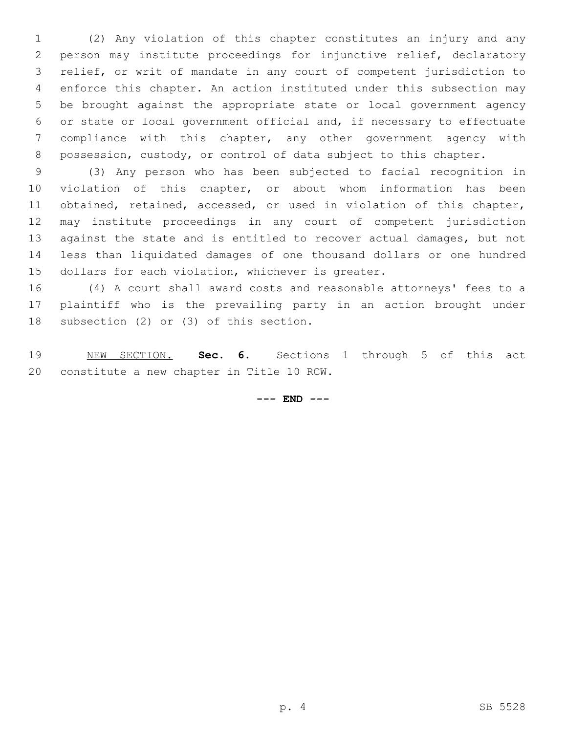(2) Any violation of this chapter constitutes an injury and any person may institute proceedings for injunctive relief, declaratory relief, or writ of mandate in any court of competent jurisdiction to enforce this chapter. An action instituted under this subsection may be brought against the appropriate state or local government agency or state or local government official and, if necessary to effectuate compliance with this chapter, any other government agency with possession, custody, or control of data subject to this chapter.

(3) Any person who has been subjected to facial recognition in violation of this chapter, or about whom information has been obtained, retained, accessed, or used in violation of this chapter, may institute proceedings in any court of competent jurisdiction against the state and is entitled to recover actual damages, but not less than liquidated damages of one thousand dollars or one hundred dollars for each violation, whichever is greater.

(4) A court shall award costs and reasonable attorneys' fees to a plaintiff who is the prevailing party in an action brought under subsection (2) or (3) of this section.

NEW SECTION. **Sec. 6.** Sections 1 through 5 of this act constitute a new chapter in Title 10 RCW.

**--- END ---**